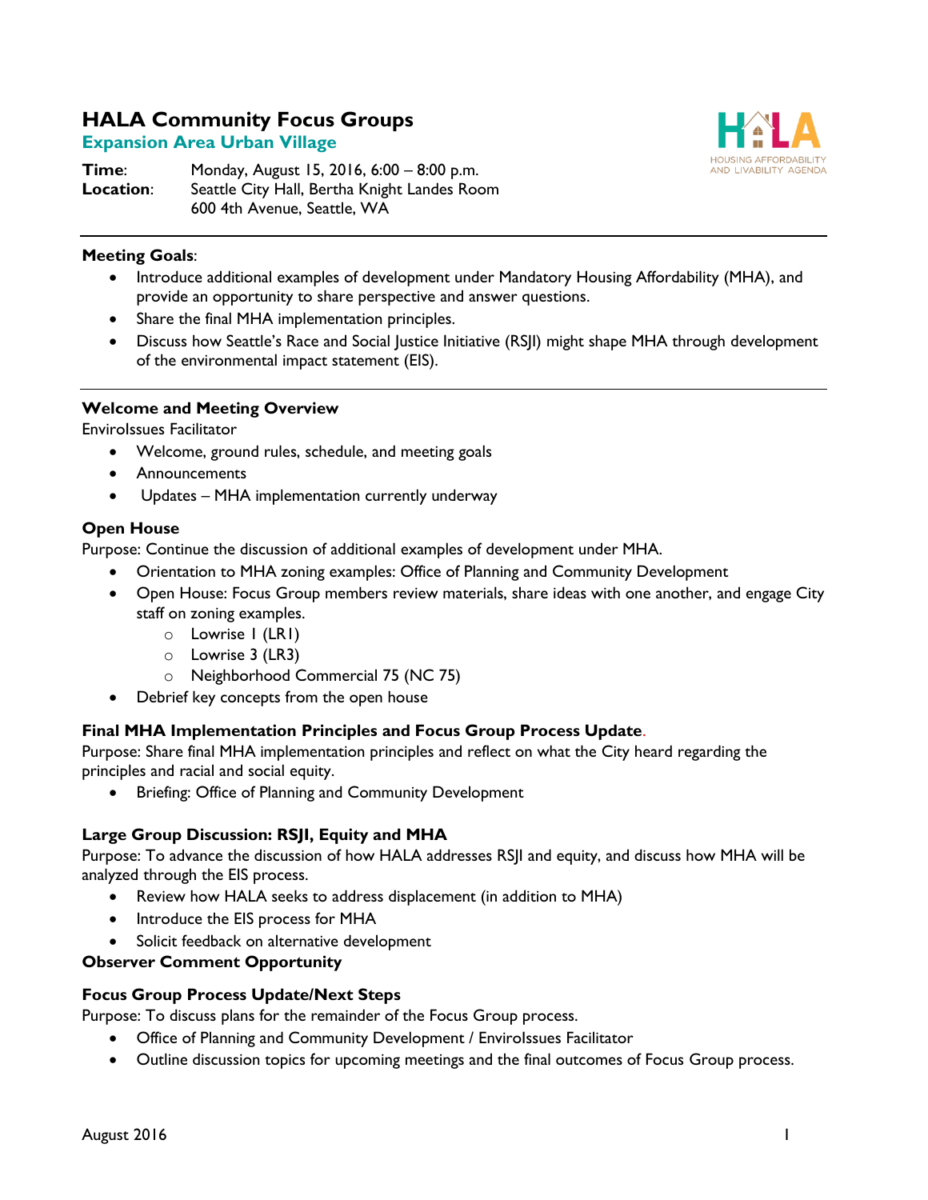# HALA Community Focus Groups

## Expansion Area Urban Village

**Time**: Monday, August 15, 2016, 6:00 – 8:00 p.m.
**Location**: Seattle City Hall, Bertha Knight Landes Room
600 4th Avenue, Seattle, WA

---

**Meeting Goals**:

- Introduce additional examples of development under Mandatory Housing Affordability (MHA), and provide an opportunity to share perspective and answer questions.
- Share the final MHA implementation principles.
- Discuss how Seattle's Race and Social Justice Initiative (RSJI) might shape MHA through development of the environmental impact statement (EIS).

---

### Welcome and Meeting Overview

EnviroIssues Facilitator

- Welcome, ground rules, schedule, and meeting goals
- Announcements
- Updates – MHA implementation currently underway

### Open House

Purpose: Continue the discussion of additional examples of development under MHA.

- Orientation to MHA zoning examples: Office of Planning and Community Development
- Open House: Focus Group members review materials, share ideas with one another, and engage City staff on zoning examples.
  - Lowrise 1 (LR1)
  - Lowrise 3 (LR3)
  - Neighborhood Commercial 75 (NC 75)
- Debrief key concepts from the open house

### Final MHA Implementation Principles and Focus Group Process Update.

Purpose: Share final MHA implementation principles and reflect on what the City heard regarding the principles and racial and social equity.

- Briefing: Office of Planning and Community Development

### Large Group Discussion: RSJI, Equity and MHA

Purpose: To advance the discussion of how HALA addresses RSJI and equity, and discuss how MHA will be analyzed through the EIS process.

- Review how HALA seeks to address displacement (in addition to MHA)
- Introduce the EIS process for MHA
- Solicit feedback on alternative development

### Observer Comment Opportunity

### Focus Group Process Update/Next Steps

Purpose: To discuss plans for the remainder of the Focus Group process.

- Office of Planning and Community Development / EnviroIssues Facilitator
- Outline discussion topics for upcoming meetings and the final outcomes of Focus Group process.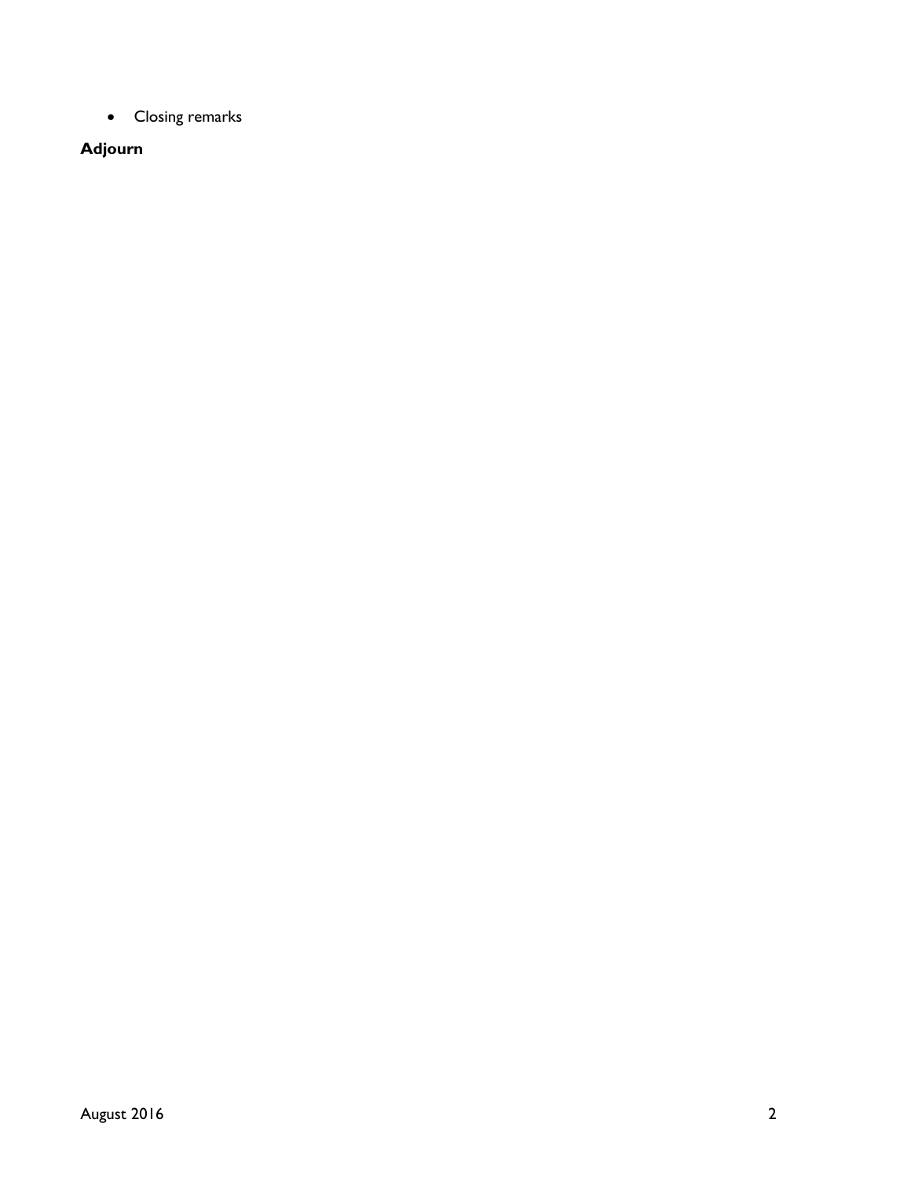- Closing remarks

**Adjourn**